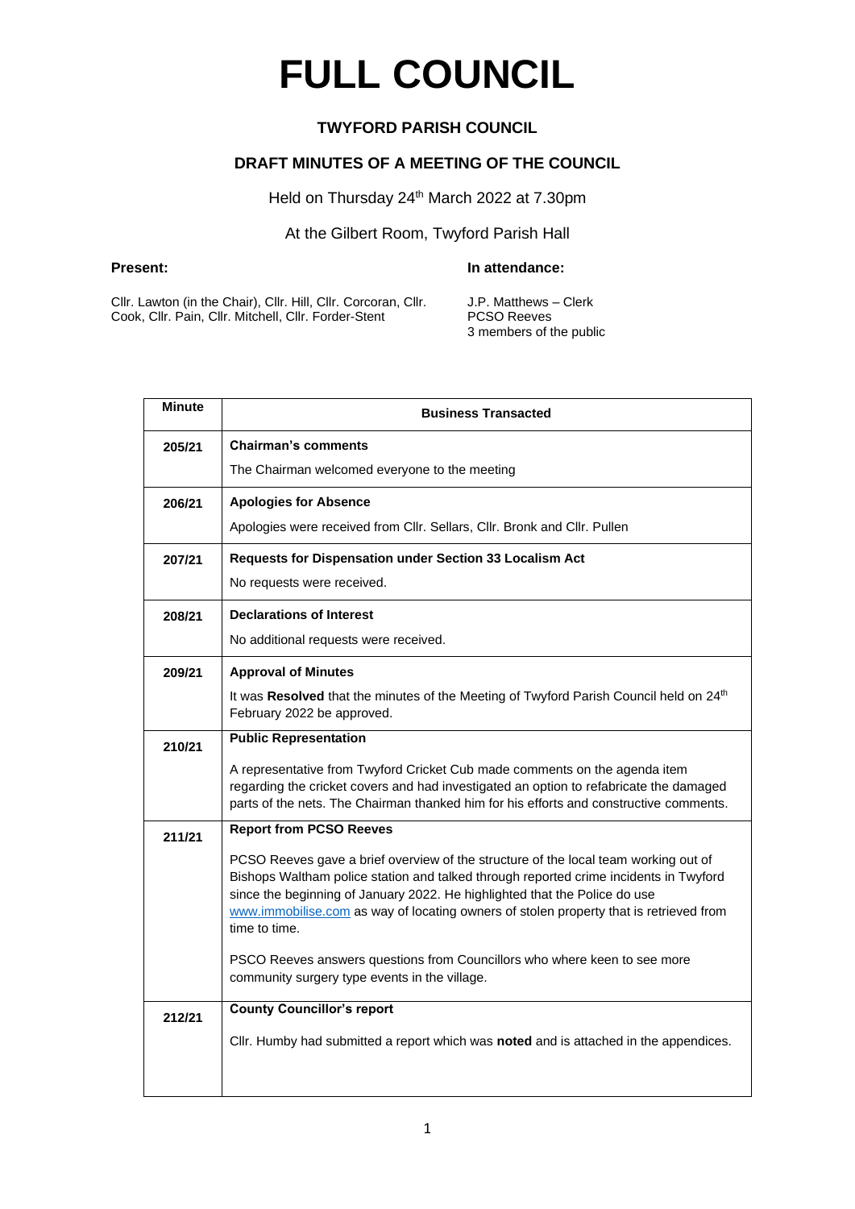# FULL COUNCIL

**TWYFORD PARISH COUNCIL**

**DRAFT MINUTES OF A MEETING OF THE COUNCIL**

Held on Thursday 24th March 2022 at 7.30pm

At the Gilbert Room, Twyford Parish Hall

**Present:**

Cllr. Lawton (in the Chair), Cllr. Hill, Cllr. Corcoran, Cllr. Cook, Cllr. Pain, Cllr. Mitchell, Cllr. Forder-Stent

**In attendance:**

J.P. Matthews – Clerk
PCSO Reeves
3 members of the public

| Minute | Business Transacted |
|---|---|
| 205/21 | **Chairman's comments**<br><br>The Chairman welcomed everyone to the meeting |
| 206/21 | **Apologies for Absence**<br><br>Apologies were received from Cllr. Sellars, Cllr. Bronk and Cllr. Pullen |
| 207/21 | **Requests for Dispensation under Section 33 Localism Act**<br><br>No requests were received. |
| 208/21 | **Declarations of Interest**<br><br>No additional requests were received. |
| 209/21 | **Approval of Minutes**<br><br>It was **Resolved** that the minutes of the Meeting of Twyford Parish Council held on 24th February 2022 be approved. |
| 210/21 | **Public Representation**<br><br>A representative from Twyford Cricket Cub made comments on the agenda item regarding the cricket covers and had investigated an option to refabricate the damaged parts of the nets. The Chairman thanked him for his efforts and constructive comments. |
| 211/21 | **Report from PCSO Reeves**<br><br>PCSO Reeves gave a brief overview of the structure of the local team working out of Bishops Waltham police station and talked through reported crime incidents in Twyford since the beginning of January 2022. He highlighted that the Police do use www.immobilise.com as way of locating owners of stolen property that is retrieved from time to time.<br><br>PSCO Reeves answers questions from Councillors who where keen to see more community surgery type events in the village. |
| 212/21 | **County Councillor's report**<br><br>Cllr. Humby had submitted a report which was **noted** and is attached in the appendices. |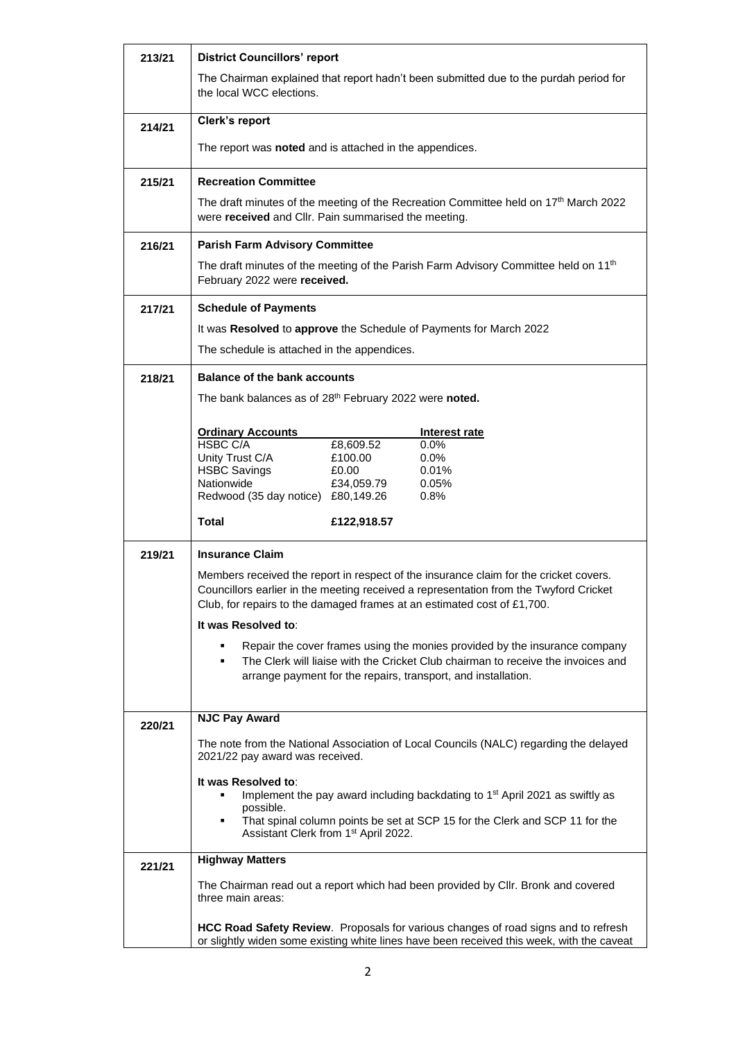| | |
|---|---|
| 213/21 | **District Councillors' report**<br><br>The Chairman explained that report hadn't been submitted due to the purdah period for the local WCC elections. |
| 214/21 | **Clerk's report**<br><br>The report was **noted** and is attached in the appendices. |
| 215/21 | **Recreation Committee**<br><br>The draft minutes of the meeting of the Recreation Committee held on 17th March 2022 were **received** and Cllr. Pain summarised the meeting. |
| 216/21 | **Parish Farm Advisory Committee**<br><br>The draft minutes of the meeting of the Parish Farm Advisory Committee held on 11th February 2022 were **received.** |
| 217/21 | **Schedule of Payments**<br><br>It was **Resolved** to **approve** the Schedule of Payments for March 2022<br><br>The schedule is attached in the appendices. |
| 218/21 | **Balance of the bank accounts**<br><br>The bank balances as of 28th February 2022 were **noted.**<br><br>**Ordinary Accounts** — **Interest rate**<br>HSBC C/A — £8,609.52 — 0.0%<br>Unity Trust C/A — £100.00 — 0.0%<br>HSBC Savings — £0.00 — 0.01%<br>Nationwide — £34,059.79 — 0.05%<br>Redwood (35 day notice) — £80,149.26 — 0.8%<br><br>**Total** — **£122,918.57** |
| 219/21 | **Insurance Claim**<br><br>Members received the report in respect of the insurance claim for the cricket covers. Councillors earlier in the meeting received a representation from the Twyford Cricket Club, for repairs to the damaged frames at an estimated cost of £1,700.<br><br>**It was Resolved to**:<br>- Repair the cover frames using the monies provided by the insurance company<br>- The Clerk will liaise with the Cricket Club chairman to receive the invoices and arrange payment for the repairs, transport, and installation. |
| 220/21 | **NJC Pay Award**<br><br>The note from the National Association of Local Councils (NALC) regarding the delayed 2021/22 pay award was received.<br><br>**It was Resolved to**:<br>- Implement the pay award including backdating to 1st April 2021 as swiftly as possible.<br>- That spinal column points be set at SCP 15 for the Clerk and SCP 11 for the Assistant Clerk from 1st April 2022. |
| 221/21 | **Highway Matters**<br><br>The Chairman read out a report which had been provided by Cllr. Bronk and covered three main areas:<br><br>**HCC Road Safety Review**. Proposals for various changes of road signs and to refresh or slightly widen some existing white lines have been received this week, with the caveat |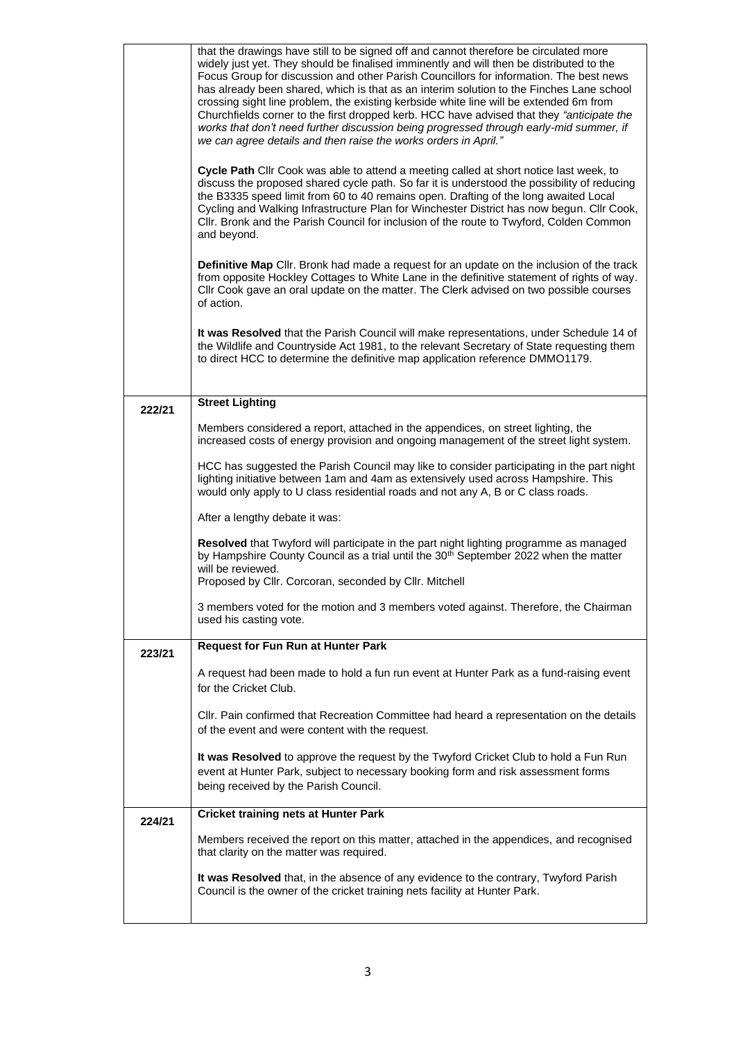| | |
|---|---|
| | that the drawings have still to be signed off and cannot therefore be circulated more widely just yet. They should be finalised imminently and will then be distributed to the Focus Group for discussion and other Parish Councillors for information. The best news has already been shared, which is that as an interim solution to the Finches Lane school crossing sight line problem, the existing kerbside white line will be extended 6m from Churchfields corner to the first dropped kerb. HCC have advised that they *"anticipate the works that don't need further discussion being progressed through early-mid summer, if we can agree details and then raise the works orders in April."*<br><br>**Cycle Path** Cllr Cook was able to attend a meeting called at short notice last week, to discuss the proposed shared cycle path. So far it is understood the possibility of reducing the B3335 speed limit from 60 to 40 remains open. Drafting of the long awaited Local Cycling and Walking Infrastructure Plan for Winchester District has now begun. Cllr Cook, Cllr. Bronk and the Parish Council for inclusion of the route to Twyford, Colden Common and beyond.<br><br>**Definitive Map** Cllr. Bronk had made a request for an update on the inclusion of the track from opposite Hockley Cottages to White Lane in the definitive statement of rights of way. Cllr Cook gave an oral update on the matter. The Clerk advised on two possible courses of action.<br><br>**It was Resolved** that the Parish Council will make representations, under Schedule 14 of the Wildlife and Countryside Act 1981, to the relevant Secretary of State requesting them to direct HCC to determine the definitive map application reference DMMO1179. |
| 222/21 | **Street Lighting**<br><br>Members considered a report, attached in the appendices, on street lighting, the increased costs of energy provision and ongoing management of the street light system.<br><br>HCC has suggested the Parish Council may like to consider participating in the part night lighting initiative between 1am and 4am as extensively used across Hampshire. This would only apply to U class residential roads and not any A, B or C class roads.<br><br>After a lengthy debate it was:<br><br>**Resolved** that Twyford will participate in the part night lighting programme as managed by Hampshire County Council as a trial until the 30th September 2022 when the matter will be reviewed.<br>Proposed by Cllr. Corcoran, seconded by Cllr. Mitchell<br><br>3 members voted for the motion and 3 members voted against. Therefore, the Chairman used his casting vote. |
| 223/21 | **Request for Fun Run at Hunter Park**<br><br>A request had been made to hold a fun run event at Hunter Park as a fund-raising event for the Cricket Club.<br><br>Cllr. Pain confirmed that Recreation Committee had heard a representation on the details of the event and were content with the request.<br><br>**It was Resolved** to approve the request by the Twyford Cricket Club to hold a Fun Run event at Hunter Park, subject to necessary booking form and risk assessment forms being received by the Parish Council. |
| 224/21 | **Cricket training nets at Hunter Park**<br><br>Members received the report on this matter, attached in the appendices, and recognised that clarity on the matter was required.<br><br>**It was Resolved** that, in the absence of any evidence to the contrary, Twyford Parish Council is the owner of the cricket training nets facility at Hunter Park. |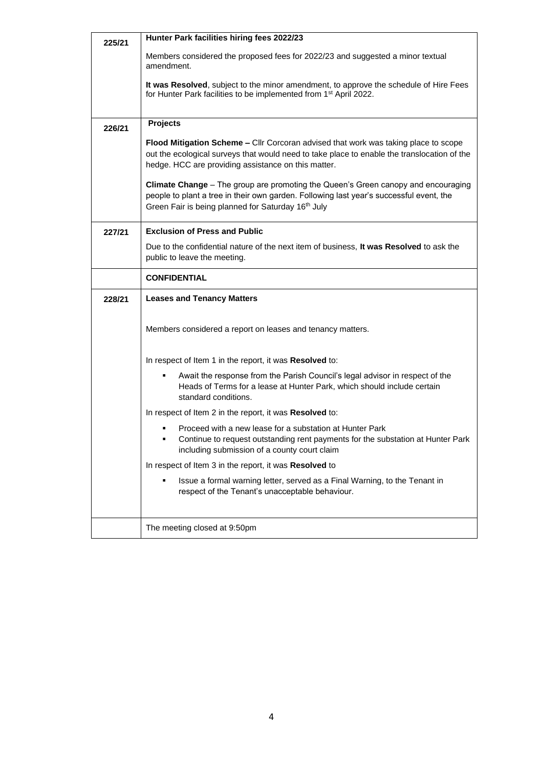| | |
|---|---|
| **225/21** | **Hunter Park facilities hiring fees 2022/23**<br><br>Members considered the proposed fees for 2022/23 and suggested a minor textual amendment.<br><br>**It was Resolved**, subject to the minor amendment, to approve the schedule of Hire Fees for Hunter Park facilities to be implemented from 1st April 2022. |
| **226/21** | **Projects**<br><br>**Flood Mitigation Scheme –** Cllr Corcoran advised that work was taking place to scope out the ecological surveys that would need to take place to enable the translocation of the hedge. HCC are providing assistance on this matter.<br><br>**Climate Change** – The group are promoting the Queen's Green canopy and encouraging people to plant a tree in their own garden. Following last year's successful event, the Green Fair is being planned for Saturday 16th July |
| **227/21** | **Exclusion of Press and Public**<br><br>Due to the confidential nature of the next item of business, **It was Resolved** to ask the public to leave the meeting. |
| | **CONFIDENTIAL** |
| **228/21** | **Leases and Tenancy Matters**<br><br>Members considered a report on leases and tenancy matters.<br><br>In respect of Item 1 in the report, it was **Resolved** to:<br><br>▪ Await the response from the Parish Council's legal advisor in respect of the Heads of Terms for a lease at Hunter Park, which should include certain standard conditions.<br><br>In respect of Item 2 in the report, it was **Resolved** to:<br><br>▪ Proceed with a new lease for a substation at Hunter Park<br>▪ Continue to request outstanding rent payments for the substation at Hunter Park including submission of a county court claim<br><br>In respect of Item 3 in the report, it was **Resolved** to<br><br>▪ Issue a formal warning letter, served as a Final Warning, to the Tenant in respect of the Tenant's unacceptable behaviour. |
| | The meeting closed at 9:50pm |